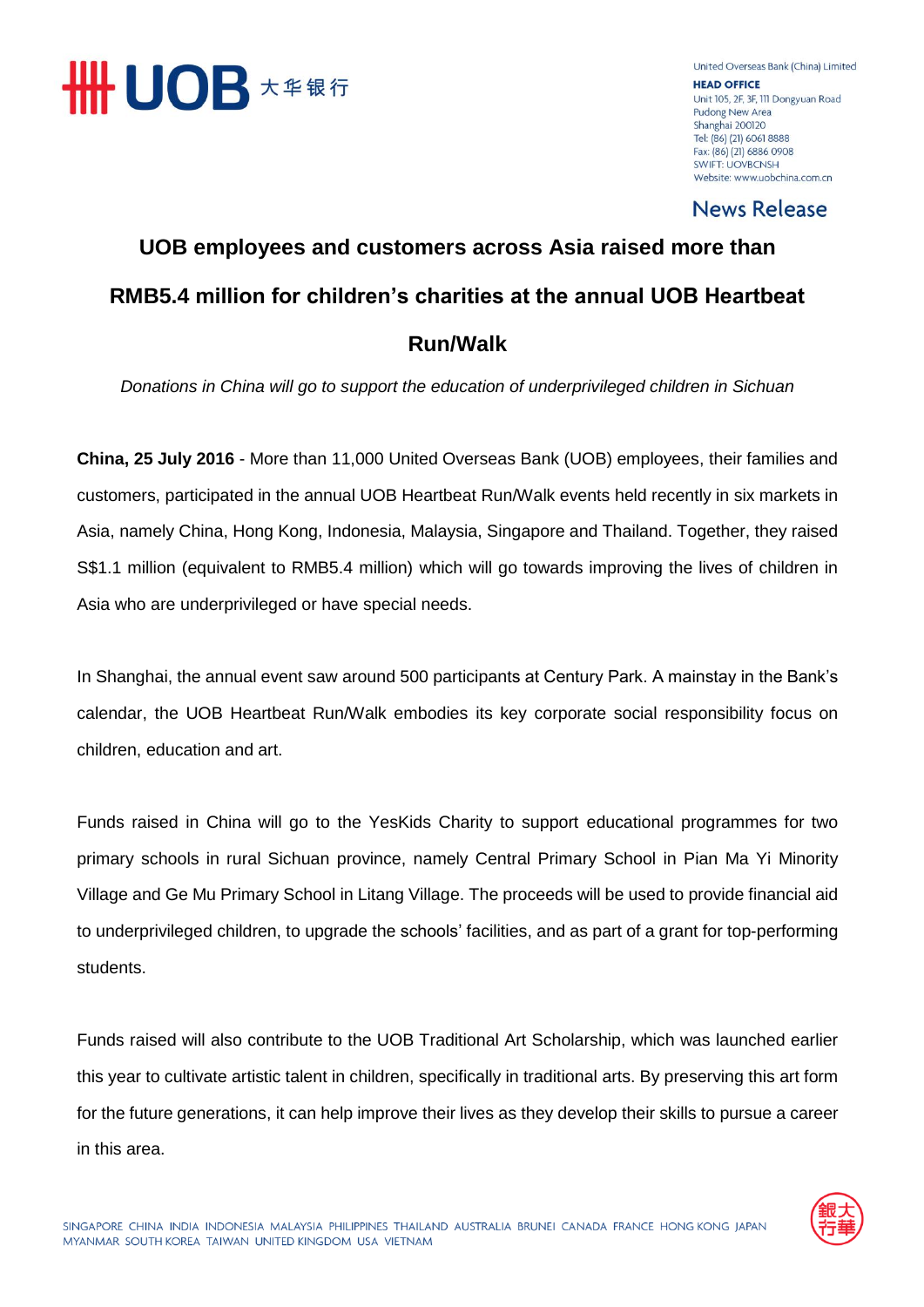United Overseas Bank (China) Limited

**HEAD OFFICE**
Unit 105, 2F, 3F, 111 Dongyuan Road
Pudong New Area
Shanghai 200120
Tel: (86) (21) 6061 8888
Fax: (86) (21) 6886 0908
SWIFT: UOVBCNSH
Website: www.uobchina.com.cn

News Release

# UOB employees and customers across Asia raised more than RMB5.4 million for children's charities at the annual UOB Heartbeat Run/Walk

*Donations in China will go to support the education of underprivileged children in Sichuan*

**China, 25 July 2016** - More than 11,000 United Overseas Bank (UOB) employees, their families and customers, participated in the annual UOB Heartbeat Run/Walk events held recently in six markets in Asia, namely China, Hong Kong, Indonesia, Malaysia, Singapore and Thailand. Together, they raised S$1.1 million (equivalent to RMB5.4 million) which will go towards improving the lives of children in Asia who are underprivileged or have special needs.

In Shanghai, the annual event saw around 500 participants at Century Park. A mainstay in the Bank's calendar, the UOB Heartbeat Run/Walk embodies its key corporate social responsibility focus on children, education and art.

Funds raised in China will go to the YesKids Charity to support educational programmes for two primary schools in rural Sichuan province, namely Central Primary School in Pian Ma Yi Minority Village and Ge Mu Primary School in Litang Village. The proceeds will be used to provide financial aid to underprivileged children, to upgrade the schools' facilities, and as part of a grant for top-performing students.

Funds raised will also contribute to the UOB Traditional Art Scholarship, which was launched earlier this year to cultivate artistic talent in children, specifically in traditional arts. By preserving this art form for the future generations, it can help improve their lives as they develop their skills to pursue a career in this area.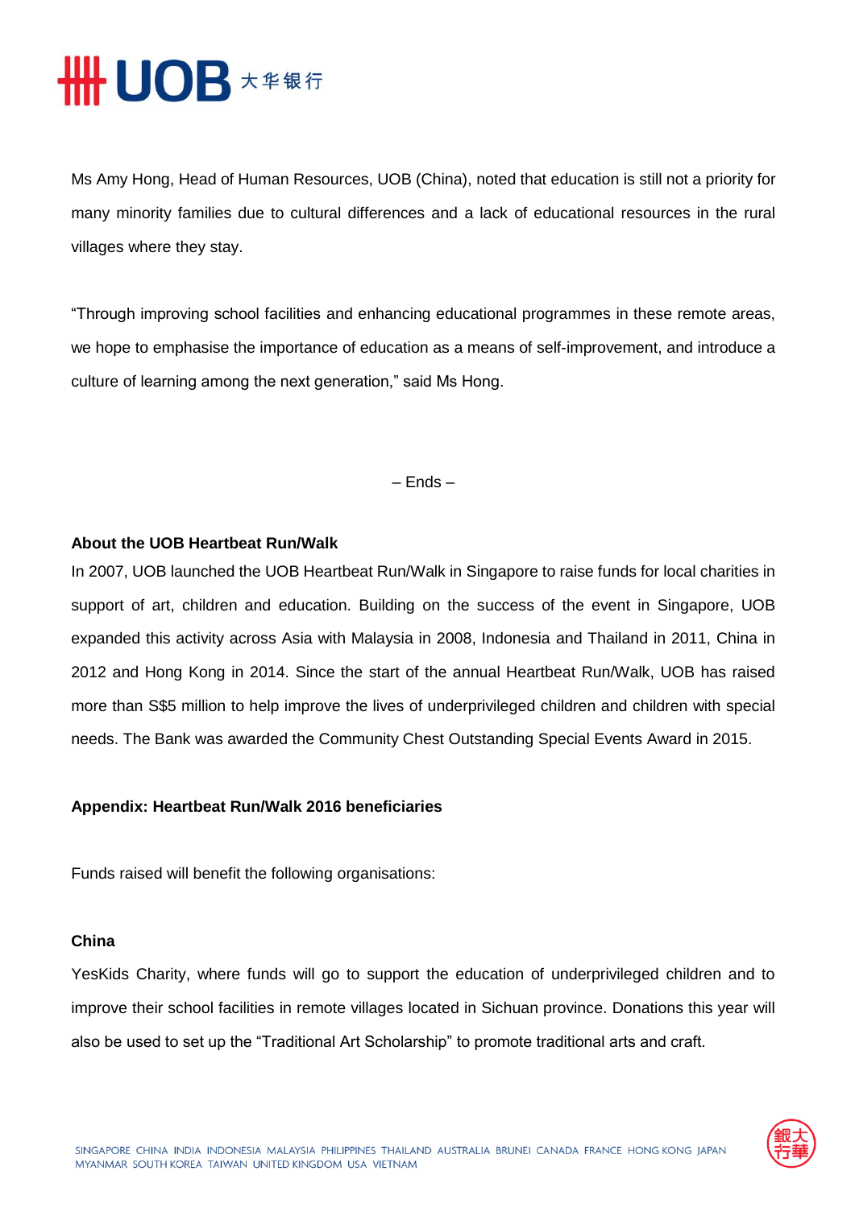Ms Amy Hong, Head of Human Resources, UOB (China), noted that education is still not a priority for many minority families due to cultural differences and a lack of educational resources in the rural villages where they stay.

"Through improving school facilities and enhancing educational programmes in these remote areas, we hope to emphasise the importance of education as a means of self-improvement, and introduce a culture of learning among the next generation," said Ms Hong.

– Ends –

**About the UOB Heartbeat Run/Walk**

In 2007, UOB launched the UOB Heartbeat Run/Walk in Singapore to raise funds for local charities in support of art, children and education. Building on the success of the event in Singapore, UOB expanded this activity across Asia with Malaysia in 2008, Indonesia and Thailand in 2011, China in 2012 and Hong Kong in 2014. Since the start of the annual Heartbeat Run/Walk, UOB has raised more than S$5 million to help improve the lives of underprivileged children and children with special needs. The Bank was awarded the Community Chest Outstanding Special Events Award in 2015.

**Appendix: Heartbeat Run/Walk 2016 beneficiaries**

Funds raised will benefit the following organisations:

**China**

YesKids Charity, where funds will go to support the education of underprivileged children and to improve their school facilities in remote villages located in Sichuan province. Donations this year will also be used to set up the "Traditional Art Scholarship" to promote traditional arts and craft.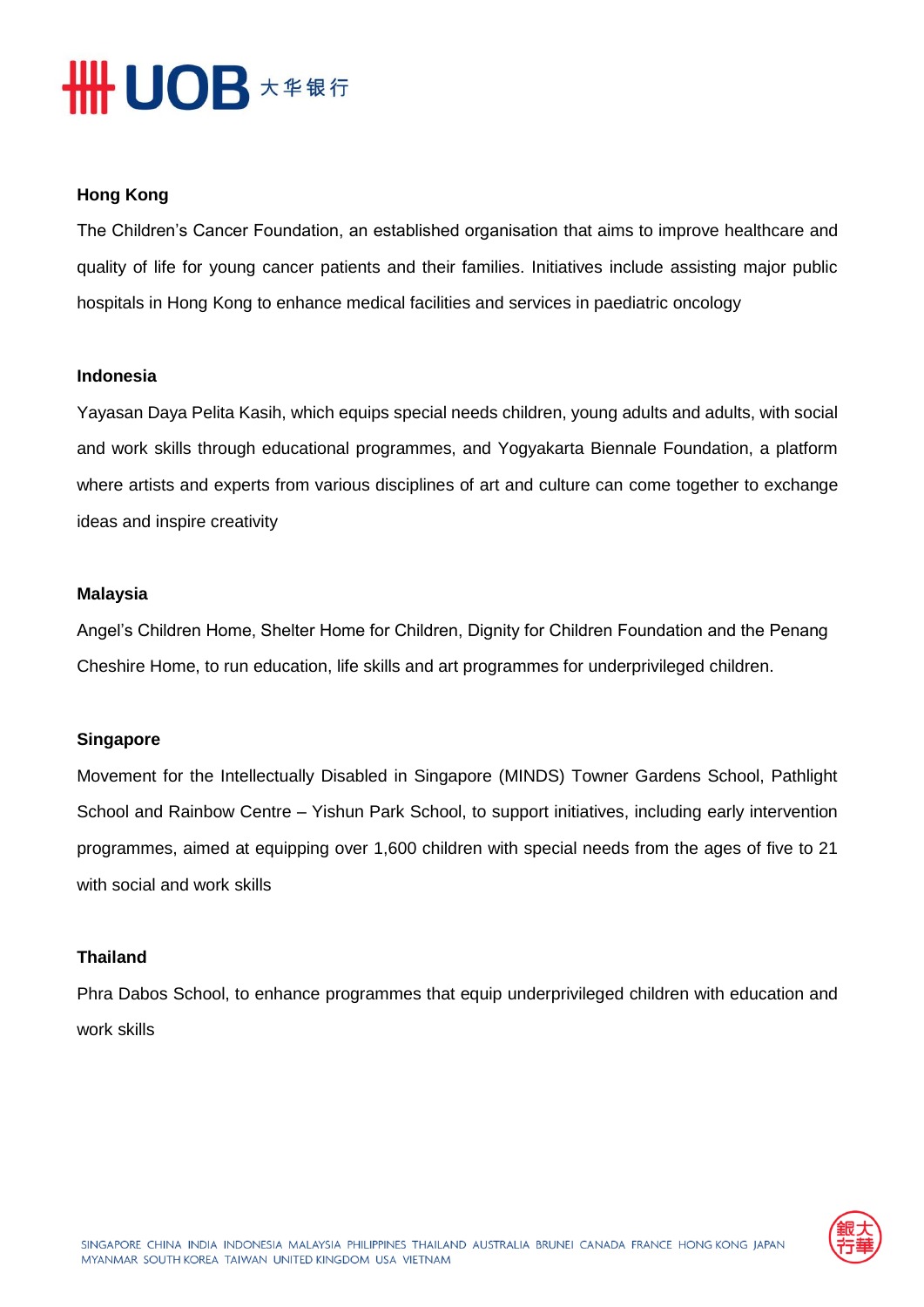**Hong Kong**

The Children's Cancer Foundation, an established organisation that aims to improve healthcare and quality of life for young cancer patients and their families. Initiatives include assisting major public hospitals in Hong Kong to enhance medical facilities and services in paediatric oncology

**Indonesia**

Yayasan Daya Pelita Kasih, which equips special needs children, young adults and adults, with social and work skills through educational programmes, and Yogyakarta Biennale Foundation, a platform where artists and experts from various disciplines of art and culture can come together to exchange ideas and inspire creativity

**Malaysia**

Angel's Children Home, Shelter Home for Children, Dignity for Children Foundation and the Penang Cheshire Home, to run education, life skills and art programmes for underprivileged children.

**Singapore**

Movement for the Intellectually Disabled in Singapore (MINDS) Towner Gardens School, Pathlight School and Rainbow Centre – Yishun Park School, to support initiatives, including early intervention programmes, aimed at equipping over 1,600 children with special needs from the ages of five to 21 with social and work skills

**Thailand**

Phra Dabos School, to enhance programmes that equip underprivileged children with education and work skills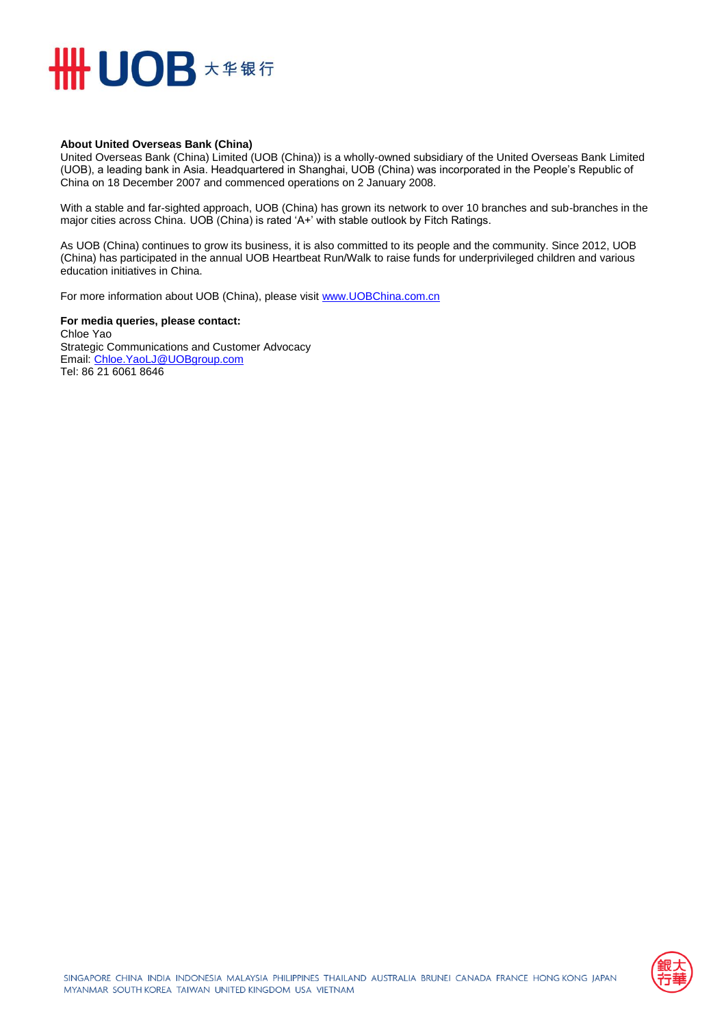**About United Overseas Bank (China)**

United Overseas Bank (China) Limited (UOB (China)) is a wholly-owned subsidiary of the United Overseas Bank Limited (UOB), a leading bank in Asia. Headquartered in Shanghai, UOB (China) was incorporated in the People's Republic of China on 18 December 2007 and commenced operations on 2 January 2008.

With a stable and far-sighted approach, UOB (China) has grown its network to over 10 branches and sub-branches in the major cities across China. UOB (China) is rated 'A+' with stable outlook by Fitch Ratings.

As UOB (China) continues to grow its business, it is also committed to its people and the community. Since 2012, UOB (China) has participated in the annual UOB Heartbeat Run/Walk to raise funds for underprivileged children and various education initiatives in China.

For more information about UOB (China), please visit [www.UOBChina.com.cn](http://www.UOBChina.com.cn)

**For media queries, please contact:**
Chloe Yao
Strategic Communications and Customer Advocacy
Email: [Chloe.YaoLJ@UOBgroup.com](mailto:Chloe.YaoLJ@UOBgroup.com)
Tel: 86 21 6061 8646